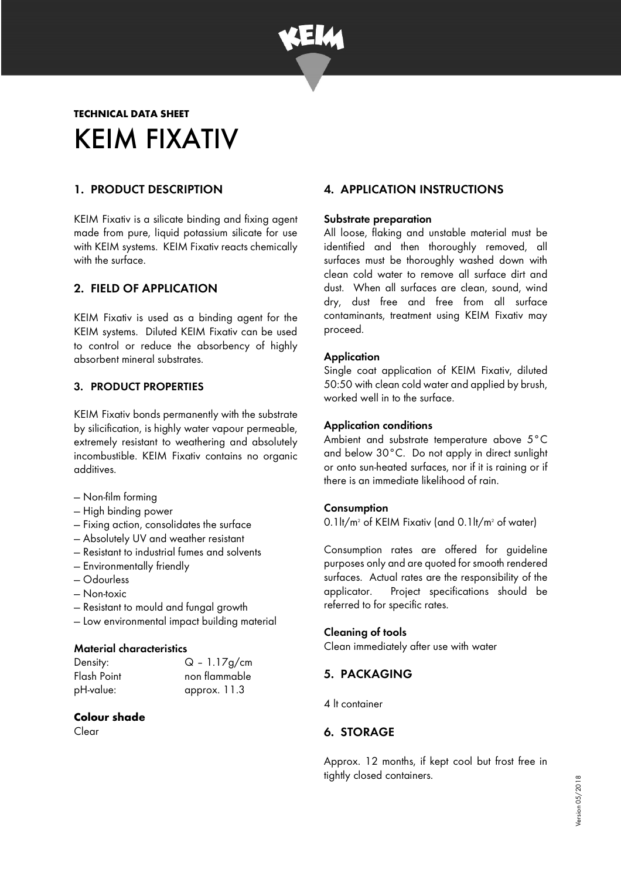**TECHNICAL DATA SHEET**

# KEIM FIXATIV

## 1. PRODUCT DESCRIPTION

KEIM Fixativ is a silicate binding and fixing agent made from pure, liquid potassium silicate for use with KEIM systems. KEIM Fixativ reacts chemically with the surface.

## 2. FIELD OF APPLICATION

KEIM Fixativ is used as a binding agent for the KEIM systems. Diluted KEIM Fixativ can be used to control or reduce the absorbency of highly absorbent mineral substrates.

## 3. PRODUCT PROPERTIES

KEIM Fixativ bonds permanently with the substrate by silicification, is highly water vapour permeable, extremely resistant to weathering and absolutely incombustible. KEIM Fixativ contains no organic additives.

- Non-film forming
- High binding power
- Fixing action, consolidates the surface
- Absolutely UV and weather resistant
- Resistant to industrial fumes and solvents
- Environmentally friendly
- Odourless
- Non-toxic
- Resistant to mould and fungal growth
- Low environmental impact building material

### Material characteristics

| | |
|---|---|
| Density: | Q – 1.17g/cm |
| Flash Point | non flammable |
| pH-value: | approx. 11.3 |

### Colour shade

Clear

## 4. APPLICATION INSTRUCTIONS

### Substrate preparation

All loose, flaking and unstable material must be identified and then thoroughly removed, all surfaces must be thoroughly washed down with clean cold water to remove all surface dirt and dust. When all surfaces are clean, sound, wind dry, dust free and free from all surface contaminants, treatment using KEIM Fixativ may proceed.

### Application

Single coat application of KEIM Fixativ, diluted 50:50 with clean cold water and applied by brush, worked well in to the surface.

### Application conditions

Ambient and substrate temperature above 5°C and below 30°C. Do not apply in direct sunlight or onto sun-heated surfaces, nor if it is raining or if there is an immediate likelihood of rain.

### Consumption

0.1lt/m$^2$ of KEIM Fixativ (and 0.1lt/m$^2$ of water)

Consumption rates are offered for guideline purposes only and are quoted for smooth rendered surfaces. Actual rates are the responsibility of the applicator. Project specifications should be referred to for specific rates.

### Cleaning of tools

Clean immediately after use with water

## 5. PACKAGING

4 lt container

## 6. STORAGE

Approx. 12 months, if kept cool but frost free in tightly closed containers.

Version 05/2018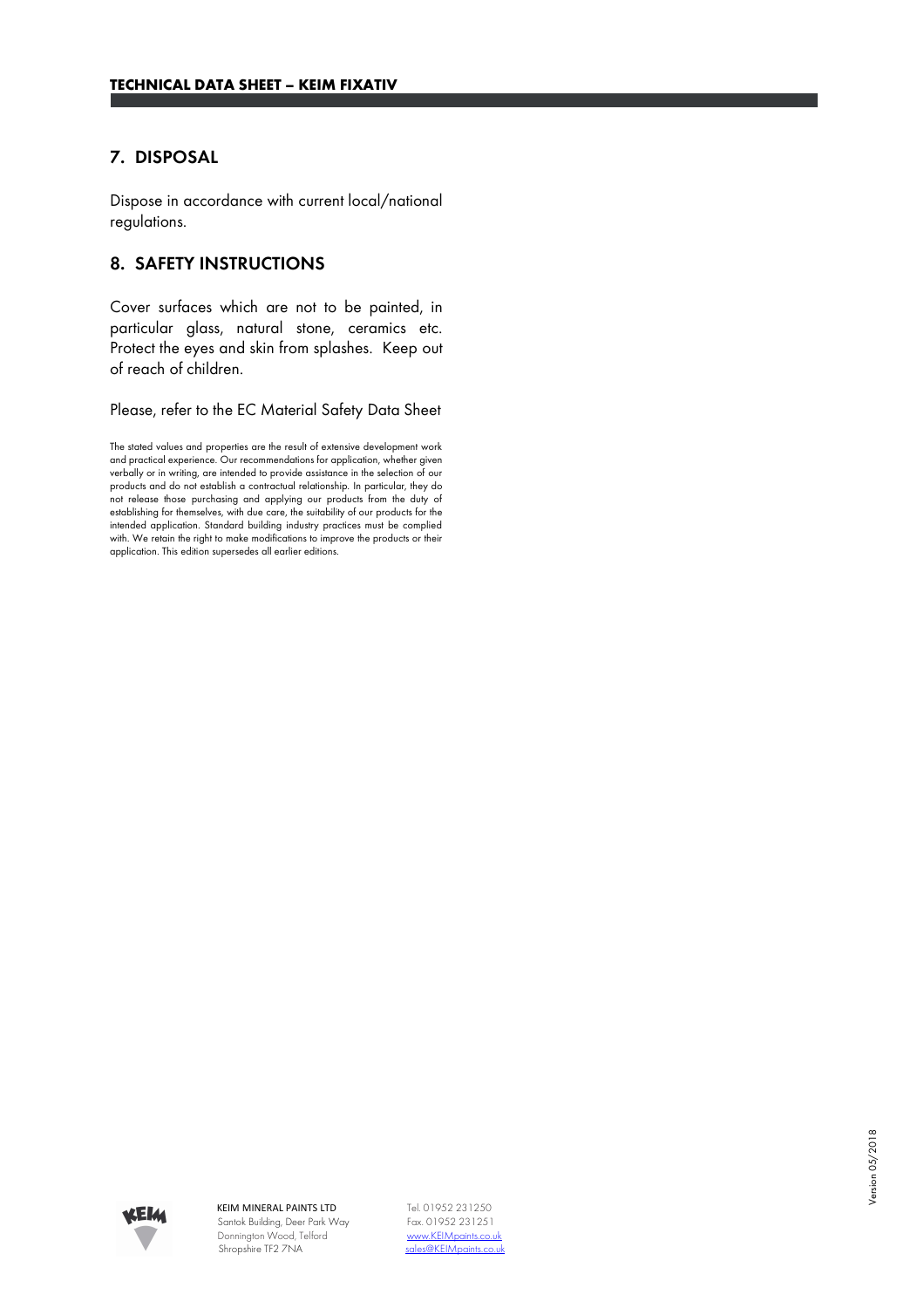## 7. DISPOSAL

Dispose in accordance with current local/national regulations.

## 8. SAFETY INSTRUCTIONS

Cover surfaces which are not to be painted, in particular glass, natural stone, ceramics etc. Protect the eyes and skin from splashes. Keep out of reach of children.

Please, refer to the EC Material Safety Data Sheet

The stated values and properties are the result of extensive development work and practical experience. Our recommendations for application, whether given verbally or in writing, are intended to provide assistance in the selection of our products and do not establish a contractual relationship. In particular, they do not release those purchasing and applying our products from the duty of establishing for themselves, with due care, the suitability of our products for the intended application. Standard building industry practices must be complied with. We retain the right to make modifications to improve the products or their application. This edition supersedes all earlier editions.